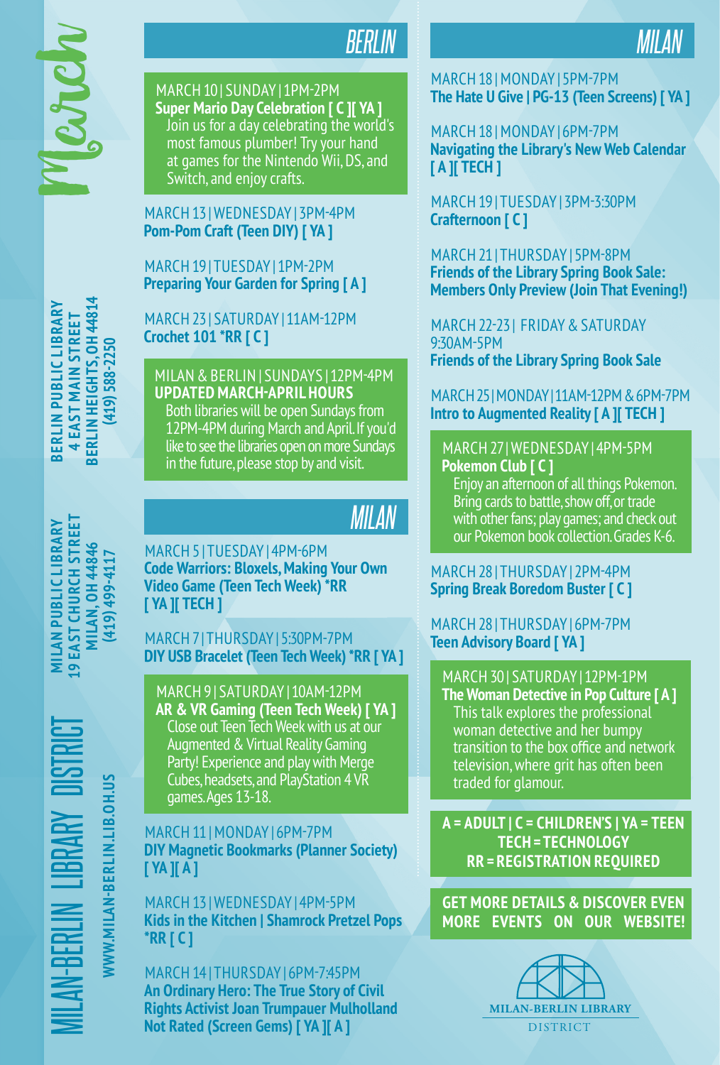# March

## MILAN-BERLIN LIBRARY DISTRICT

**BERLIN PUBLIC LIBRARY**
**4 EAST MAIN STREET**
**BERLIN HEIGHTS, OH 44814**
**(419) 588-2250**

**MILAN PUBLIC LIBRARY**
**19 EAST CHURCH STREET**
**MILAN, OH 44846**
**(419) 499-4117**

**WWW.MILAN-BERLIN.LIB.OH.US**

## BERLIN

MARCH 10 | SUNDAY | 1PM-2PM
**Super Mario Day Celebration [ C ][ YA ]**
Join us for a day celebrating the world's most famous plumber! Try your hand at games for the Nintendo Wii, DS, and Switch, and enjoy crafts.

MARCH 13 | WEDNESDAY | 3PM-4PM
**Pom-Pom Craft (Teen DIY) [ YA ]**

MARCH 19 | TUESDAY | 1PM-2PM
**Preparing Your Garden for Spring [ A ]**

MARCH 23 | SATURDAY | 11AM-12PM
**Crochet 101 *RR [ C ]**

MILAN & BERLIN | SUNDAYS | 12PM-4PM
**UPDATED MARCH-APRIL HOURS**
Both libraries will be open Sundays from 12PM-4PM during March and April. If you'd like to see the libraries open on more Sundays in the future, please stop by and visit.

## MILAN

MARCH 5 | TUESDAY | 4PM-6PM
**Code Warriors: Bloxels, Making Your Own Video Game (Teen Tech Week) *RR [ YA ][ TECH ]**

MARCH 7 | THURSDAY | 5:30PM-7PM
**DIY USB Bracelet (Teen Tech Week) *RR [ YA ]**

MARCH 9 | SATURDAY | 10AM-12PM
**AR & VR Gaming (Teen Tech Week) [ YA ]**
Close out Teen Tech Week with us at our Augmented & Virtual Reality Gaming Party! Experience and play with Merge Cubes, headsets, and PlayStation 4 VR games. Ages 13-18.

MARCH 11 | MONDAY | 6PM-7PM
**DIY Magnetic Bookmarks (Planner Society) [ YA ][ A ]**

MARCH 13 | WEDNESDAY | 4PM-5PM
**Kids in the Kitchen | Shamrock Pretzel Pops *RR [ C ]**

MARCH 14 | THURSDAY | 6PM-7:45PM
**An Ordinary Hero: The True Story of Civil Rights Activist Joan Trumpauer Mulholland Not Rated (Screen Gems) [ YA ][ A ]**

## MILAN

MARCH 18 | MONDAY | 5PM-7PM
**The Hate U Give | PG-13 (Teen Screens) [ YA ]**

MARCH 18 | MONDAY | 6PM-7PM
**Navigating the Library's New Web Calendar [ A ][ TECH ]**

MARCH 19 | TUESDAY | 3PM-3:30PM
**Crafternoon [ C ]**

MARCH 21 | THURSDAY | 5PM-8PM
**Friends of the Library Spring Book Sale: Members Only Preview (Join That Evening!)**

MARCH 22-23 | FRIDAY & SATURDAY
9:30AM-5PM
**Friends of the Library Spring Book Sale**

MARCH 25 | MONDAY | 11AM-12PM & 6PM-7PM
**Intro to Augmented Reality [ A ][ TECH ]**

MARCH 27 | WEDNESDAY | 4PM-5PM
**Pokemon Club [ C ]**
Enjoy an afternoon of all things Pokemon. Bring cards to battle, show off, or trade with other fans; play games; and check out our Pokemon book collection. Grades K-6.

MARCH 28 | THURSDAY | 2PM-4PM
**Spring Break Boredom Buster [ C ]**

MARCH 28 | THURSDAY | 6PM-7PM
**Teen Advisory Board [ YA ]**

MARCH 30 | SATURDAY | 12PM-1PM
**The Woman Detective in Pop Culture [ A ]**
This talk explores the professional woman detective and her bumpy transition to the box office and network television, where grit has often been traded for glamour.

**A = ADULT | C = CHILDREN'S | YA = TEEN**
**TECH = TECHNOLOGY**
**RR = REGISTRATION REQUIRED**

**GET MORE DETAILS & DISCOVER EVEN MORE EVENTS ON OUR WEBSITE!**

MILAN-BERLIN LIBRARY DISTRICT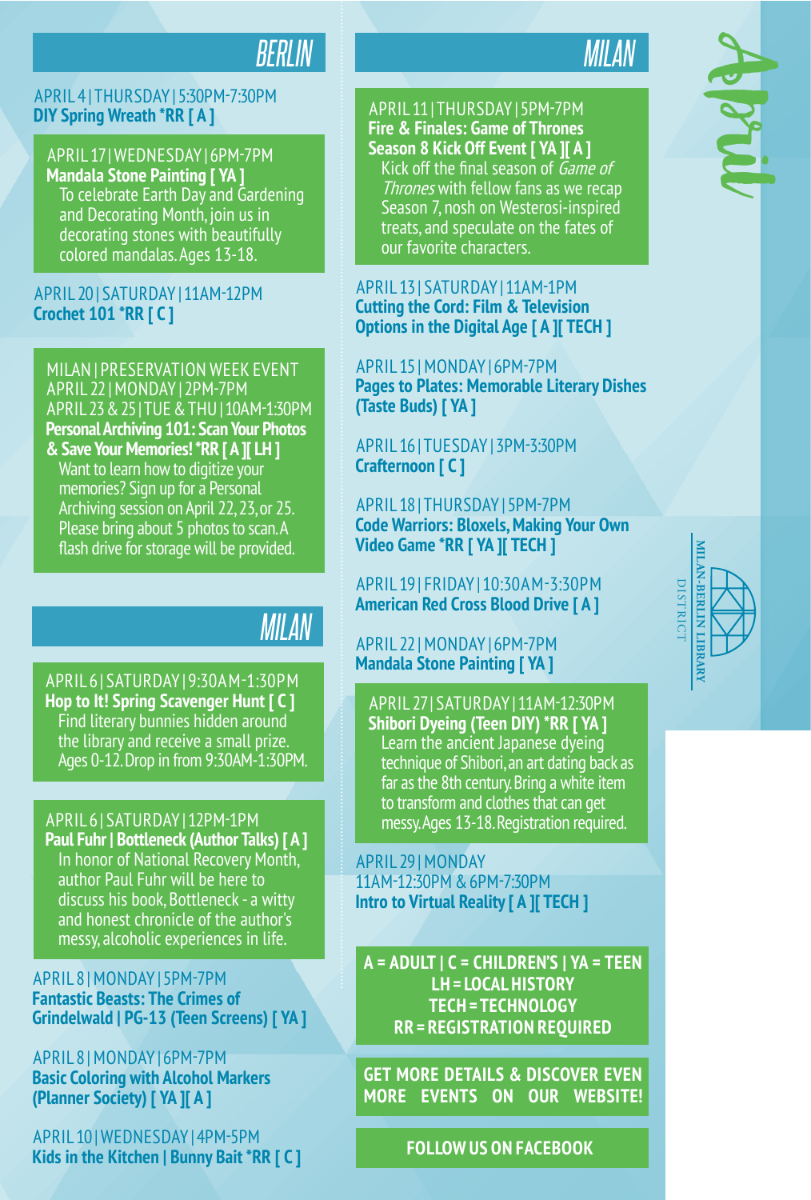# April

## BERLIN

APRIL 4 | THURSDAY | 5:30PM-7:30PM
**DIY Spring Wreath *RR [ A ]**

APRIL 17 | WEDNESDAY | 6PM-7PM
**Mandala Stone Painting [ YA ]**
To celebrate Earth Day and Gardening and Decorating Month, join us in decorating stones with beautifully colored mandalas. Ages 13-18.

APRIL 20 | SATURDAY | 11AM-12PM
**Crochet 101 *RR [ C ]**

MILAN | PRESERVATION WEEK EVENT
APRIL 22 | MONDAY | 2PM-7PM
APRIL 23 & 25 | TUE & THU | 10AM-1:30PM
**Personal Archiving 101: Scan Your Photos & Save Your Memories! *RR [ A ][ LH ]**
Want to learn how to digitize your memories? Sign up for a Personal Archiving session on April 22, 23, or 25. Please bring about 5 photos to scan. A flash drive for storage will be provided.

## MILAN

APRIL 6 | SATURDAY | 9:30AM-1:30PM
**Hop to It! Spring Scavenger Hunt [ C ]**
Find literary bunnies hidden around the library and receive a small prize. Ages 0-12. Drop in from 9:30AM-1:30PM.

APRIL 6 | SATURDAY | 12PM-1PM
**Paul Fuhr | Bottleneck (Author Talks) [ A ]**
In honor of National Recovery Month, author Paul Fuhr will be here to discuss his book, Bottleneck - a witty and honest chronicle of the author's messy, alcoholic experiences in life.

APRIL 8 | MONDAY | 5PM-7PM
**Fantastic Beasts: The Crimes of Grindelwald | PG-13 (Teen Screens) [ YA ]**

APRIL 8 | MONDAY | 6PM-7PM
**Basic Coloring with Alcohol Markers (Planner Society) [ YA ][ A ]**

APRIL 10 | WEDNESDAY | 4PM-5PM
**Kids in the Kitchen | Bunny Bait *RR [ C ]**

## MILAN

APRIL 11 | THURSDAY | 5PM-7PM
**Fire & Finales: Game of Thrones Season 8 Kick Off Event [ YA ][ A ]**
Kick off the final season of *Game of Thrones* with fellow fans as we recap Season 7, nosh on Westerosi-inspired treats, and speculate on the fates of our favorite characters.

APRIL 13 | SATURDAY | 11AM-1PM
**Cutting the Cord: Film & Television Options in the Digital Age [ A ][ TECH ]**

APRIL 15 | MONDAY | 6PM-7PM
**Pages to Plates: Memorable Literary Dishes (Taste Buds) [ YA ]**

APRIL 16 | TUESDAY | 3PM-3:30PM
**Crafternoon [ C ]**

APRIL 18 | THURSDAY | 5PM-7PM
**Code Warriors: Bloxels, Making Your Own Video Game *RR [ YA ][ TECH ]**

APRIL 19 | FRIDAY | 10:30AM-3:30PM
**American Red Cross Blood Drive [ A ]**

APRIL 22 | MONDAY | 6PM-7PM
**Mandala Stone Painting [ YA ]**

APRIL 27 | SATURDAY | 11AM-12:30PM
**Shibori Dyeing (Teen DIY) *RR [ YA ]**
Learn the ancient Japanese dyeing technique of Shibori, an art dating back as far as the 8th century. Bring a white item to transform and clothes that can get messy. Ages 13-18. Registration required.

APRIL 29 | MONDAY
11AM-12:30PM & 6PM-7:30PM
**Intro to Virtual Reality [ A ][ TECH ]**

**A = ADULT | C = CHILDREN'S | YA = TEEN**
**LH = LOCAL HISTORY**
**TECH = TECHNOLOGY**
**RR = REGISTRATION REQUIRED**

**GET MORE DETAILS & DISCOVER EVEN MORE EVENTS ON OUR WEBSITE!**

**FOLLOW US ON FACEBOOK**

MILAN-BERLIN LIBRARY DISTRICT